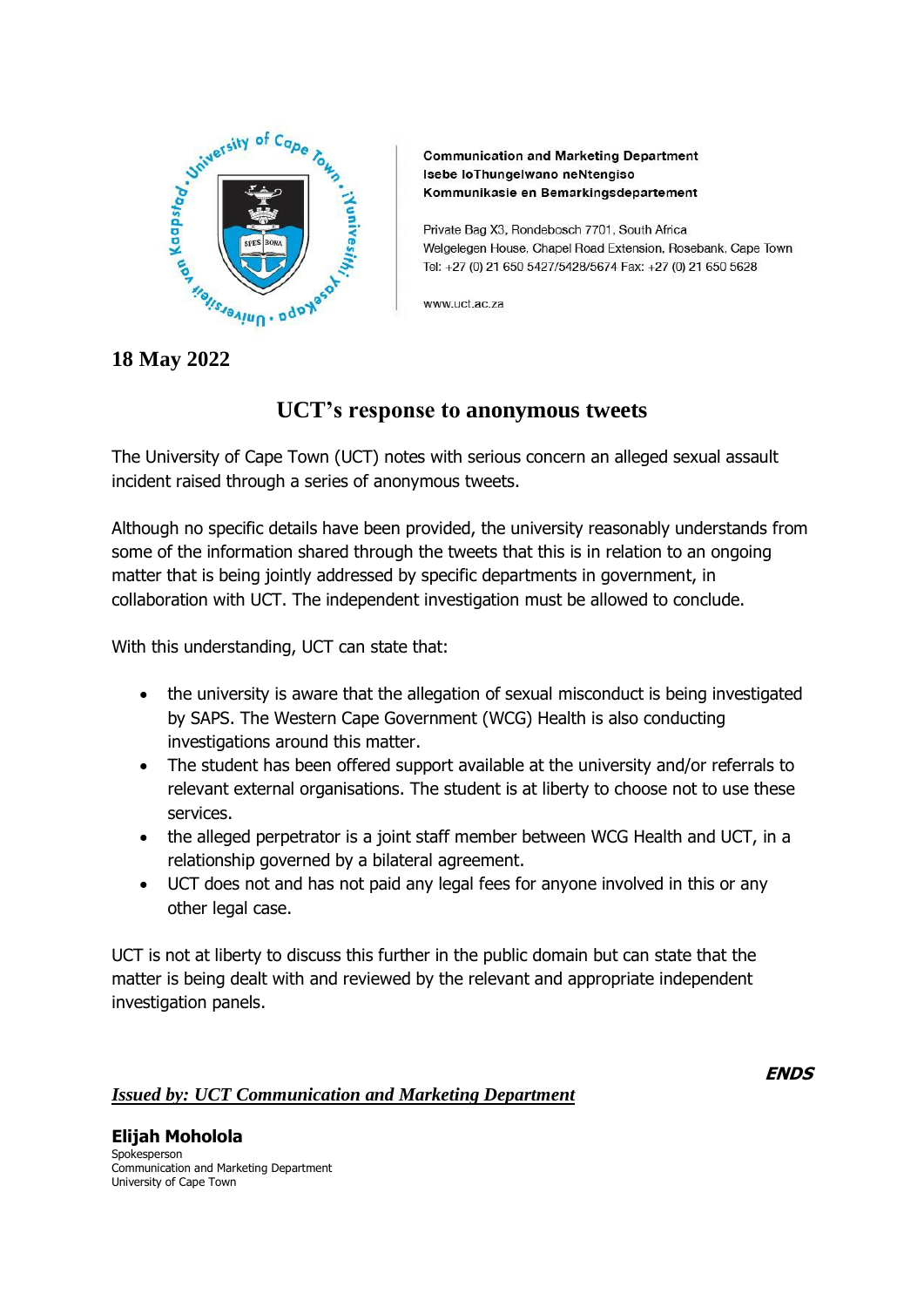Communication and Marketing Department
Isebe loThungelwano neNtengiso
Kommunikasie en Bemarkingsdepartement

Private Bag X3, Rondebosch 7701, South Africa
Welgelegen House, Chapel Road Extension, Rosebank, Cape Town
Tel: +27 (0) 21 650 5427/5428/5674 Fax: +27 (0) 21 650 5628

www.uct.ac.za

**18 May 2022**

# UCT's response to anonymous tweets

The University of Cape Town (UCT) notes with serious concern an alleged sexual assault incident raised through a series of anonymous tweets.

Although no specific details have been provided, the university reasonably understands from some of the information shared through the tweets that this is in relation to an ongoing matter that is being jointly addressed by specific departments in government, in collaboration with UCT. The independent investigation must be allowed to conclude.

With this understanding, UCT can state that:

- the university is aware that the allegation of sexual misconduct is being investigated by SAPS. The Western Cape Government (WCG) Health is also conducting investigations around this matter.
- The student has been offered support available at the university and/or referrals to relevant external organisations. The student is at liberty to choose not to use these services.
- the alleged perpetrator is a joint staff member between WCG Health and UCT, in a relationship governed by a bilateral agreement.
- UCT does not and has not paid any legal fees for anyone involved in this or any other legal case.

UCT is not at liberty to discuss this further in the public domain but can state that the matter is being dealt with and reviewed by the relevant and appropriate independent investigation panels.

***ENDS***

***Issued by: UCT Communication and Marketing Department***

**Elijah Moholola**
Spokesperson
Communication and Marketing Department
University of Cape Town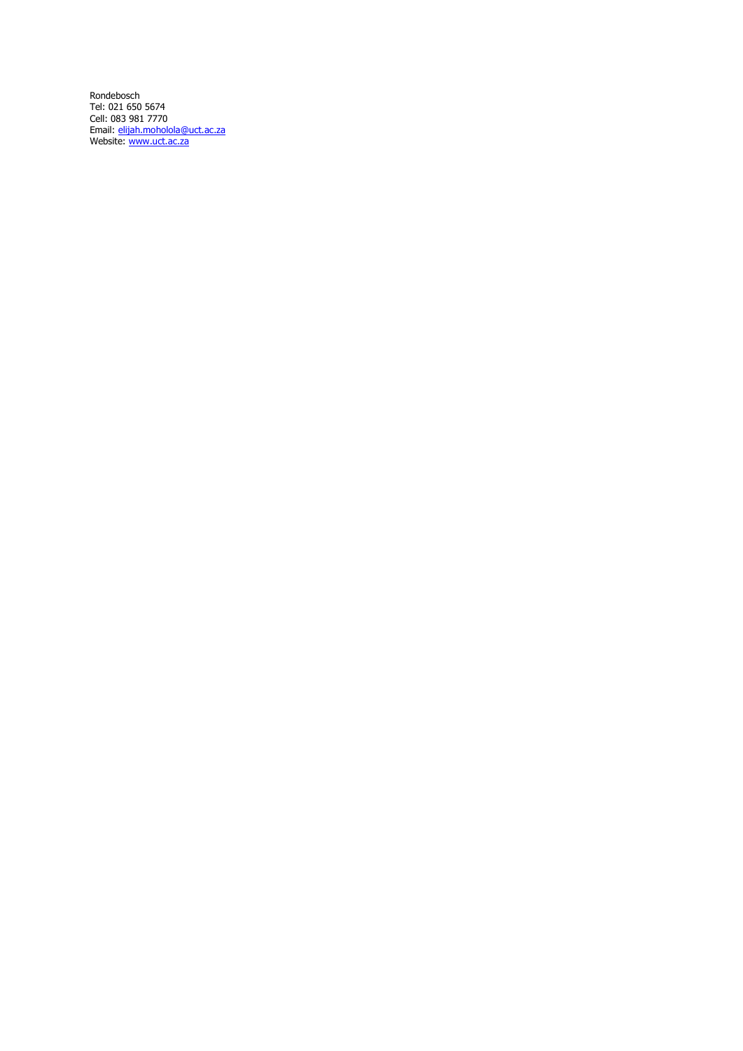Rondebosch
Tel: 021 650 5674
Cell: 083 981 7770
Email: elijah.moholola@uct.ac.za
Website: www.uct.ac.za